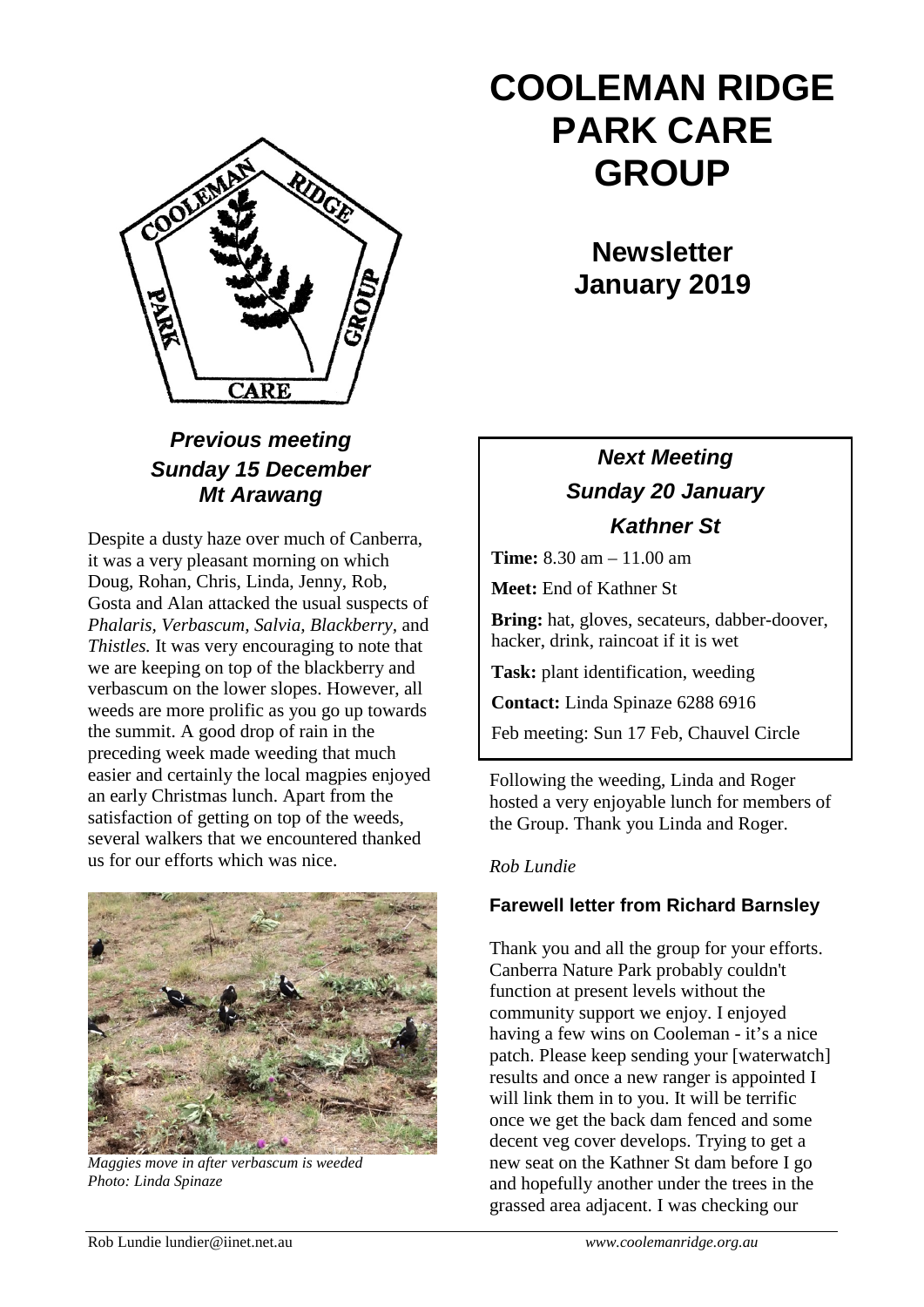# COOLEMAN RIDGE PARK CARE GROUP

## Newsletter January 2019

### *Previous meeting Sunday 15 December Mt Arawang*

Despite a dusty haze over much of Canberra, it was a very pleasant morning on which Doug, Rohan, Chris, Linda, Jenny, Rob, Gosta and Alan attacked the usual suspects of *Phalaris, Verbascum, Salvia, Blackberry*, and *Thistles.* It was very encouraging to note that we are keeping on top of the blackberry and verbascum on the lower slopes. However, all weeds are more prolific as you go up towards the summit. A good drop of rain in the preceding week made weeding that much easier and certainly the local magpies enjoyed an early Christmas lunch. Apart from the satisfaction of getting on top of the weeds, several walkers that we encountered thanked us for our efforts which was nice.

*Maggies move in after verbascum is weeded*
*Photo: Linda Spinaze*

### *Next Meeting Sunday 20 January Kathner St*

**Time:** 8.30 am – 11.00 am

**Meet:** End of Kathner St

**Bring:** hat, gloves, secateurs, dabber-doover, hacker, drink, raincoat if it is wet

**Task:** plant identification, weeding

**Contact:** Linda Spinaze 6288 6916

Feb meeting: Sun 17 Feb, Chauvel Circle

Following the weeding, Linda and Roger hosted a very enjoyable lunch for members of the Group. Thank you Linda and Roger.

*Rob Lundie*

### Farewell letter from Richard Barnsley

Thank you and all the group for your efforts. Canberra Nature Park probably couldn't function at present levels without the community support we enjoy. I enjoyed having a few wins on Cooleman - it's a nice patch. Please keep sending your [waterwatch] results and once a new ranger is appointed I will link them in to you. It will be terrific once we get the back dam fenced and some decent veg cover develops. Trying to get a new seat on the Kathner St dam before I go and hopefully another under the trees in the grassed area adjacent. I was checking our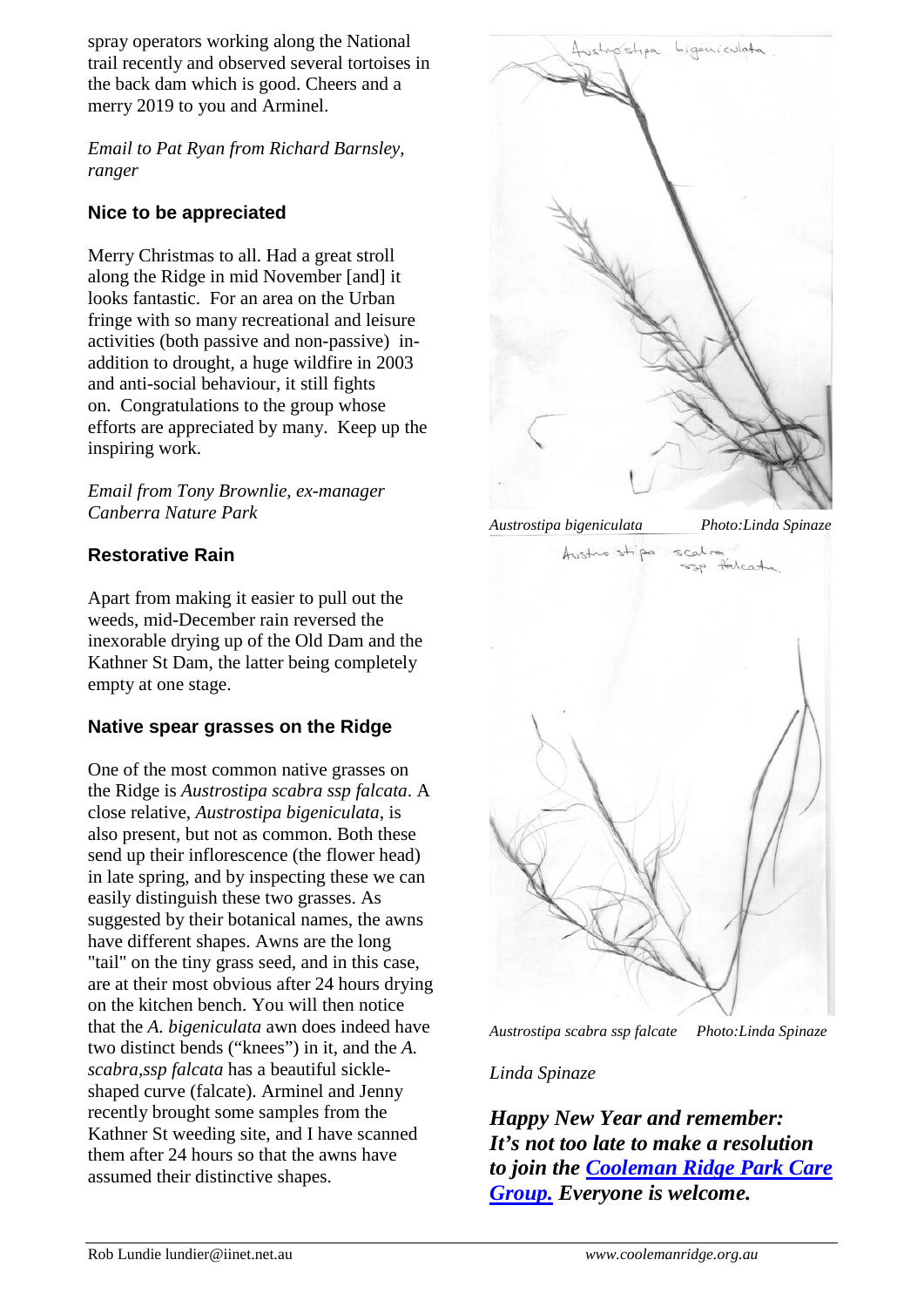spray operators working along the National trail recently and observed several tortoises in the back dam which is good. Cheers and a merry 2019 to you and Arminel.

*Email to Pat Ryan from Richard Barnsley, ranger*

### Nice to be appreciated

Merry Christmas to all. Had a great stroll along the Ridge in mid November [and] it looks fantastic. For an area on the Urban fringe with so many recreational and leisure activities (both passive and non-passive) in-addition to drought, a huge wildfire in 2003 and anti-social behaviour, it still fights on. Congratulations to the group whose efforts are appreciated by many. Keep up the inspiring work.

*Email from Tony Brownlie, ex-manager Canberra Nature Park*

### Restorative Rain

Apart from making it easier to pull out the weeds, mid-December rain reversed the inexorable drying up of the Old Dam and the Kathner St Dam, the latter being completely empty at one stage.

### Native spear grasses on the Ridge

One of the most common native grasses on the Ridge is *Austrostipa scabra ssp falcata*. A close relative, *Austrostipa bigeniculata*, is also present, but not as common. Both these send up their inflorescence (the flower head) in late spring, and by inspecting these we can easily distinguish these two grasses. As suggested by their botanical names, the awns have different shapes. Awns are the long "tail" on the tiny grass seed, and in this case, are at their most obvious after 24 hours drying on the kitchen bench. You will then notice that the *A. bigeniculata* awn does indeed have two distinct bends ("knees") in it, and the *A. scabra,ssp falcata* has a beautiful sickle-shaped curve (falcate). Arminel and Jenny recently brought some samples from the Kathner St weeding site, and I have scanned them after 24 hours so that the awns have assumed their distinctive shapes.

*Austrostipa bigeniculata* Photo:Linda Spinaze

*Austrostipa scabra ssp falcate* Photo:Linda Spinaze

*Linda Spinaze*

***Happy New Year and remember: It's not too late to make a resolution to join the Cooleman Ridge Park Care Group. Everyone is welcome.***

Rob Lundie lundier@iinet.net.au — *www.coolemanridge.org.au*